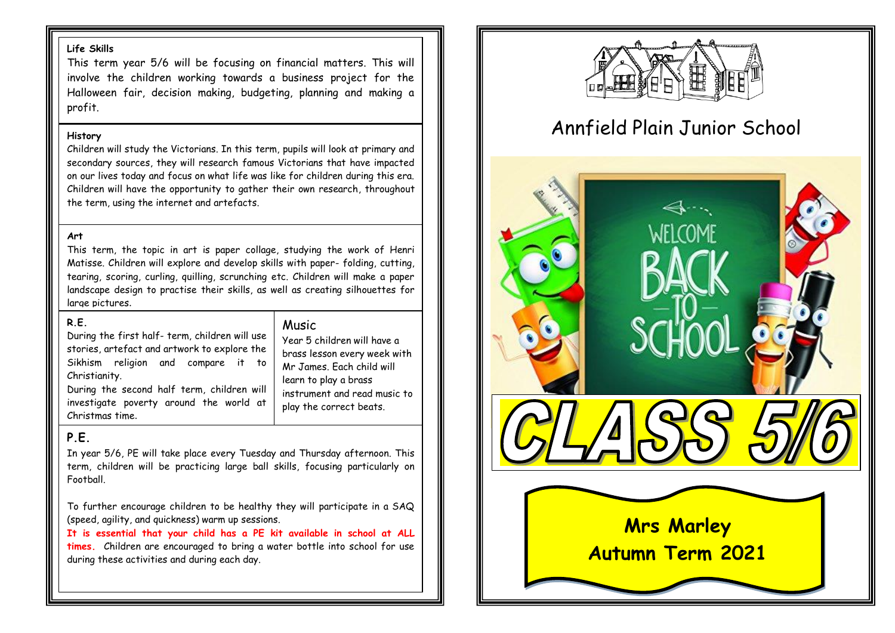### Life Skills

This term year 5/6 will be focusing on financial matters. This will involve the children working towards a business project for the Halloween fair, decision making, budgeting, planning and making a profit.

### History

Children will study the Victorians. In this term, pupils will look at primary and secondary sources, they will research famous Victorians that have impacted on our lives today and focus on what life was like for children during this era. Children will have the opportunity to gather their own research, throughout the term, using the internet and artefacts.

### Art

This term, the topic in art is paper collage, studying the work of Henri Matisse. Children will explore and develop skills with paper- folding, cutting, tearing, scoring, curling, quilling, scrunching etc. Children will make a paper landscape design to practise their skills, as well as creating silhouettes for large pictures.

### R.E.

During the first half- term, children will use stories, artefact and artwork to explore the Sikhism religion and compare it to Christianity.

During the second half term, children will investigate poverty around the world at Christmas time.

### Music

Year 5 children will have a brass lesson every week with Mr James. Each child will learn to play a brass instrument and read music to play the correct beats.

### P.E.

In year 5/6, PE will take place every Tuesday and Thursday afternoon. This term, children will be practicing large ball skills, focusing particularly on Football.

To further encourage children to be healthy they will participate in a SAQ (speed, agility, and quickness) warm up sessions.

**It is essential that your child has a PE kit available in school at ALL times.** Children are encouraged to bring a water bottle into school for use during these activities and during each day.

# Annfield Plain Junior School

WELCOME BACK TO SCHOOL

# CLASS 5/6

**Mrs Marley**

**Autumn Term 2021**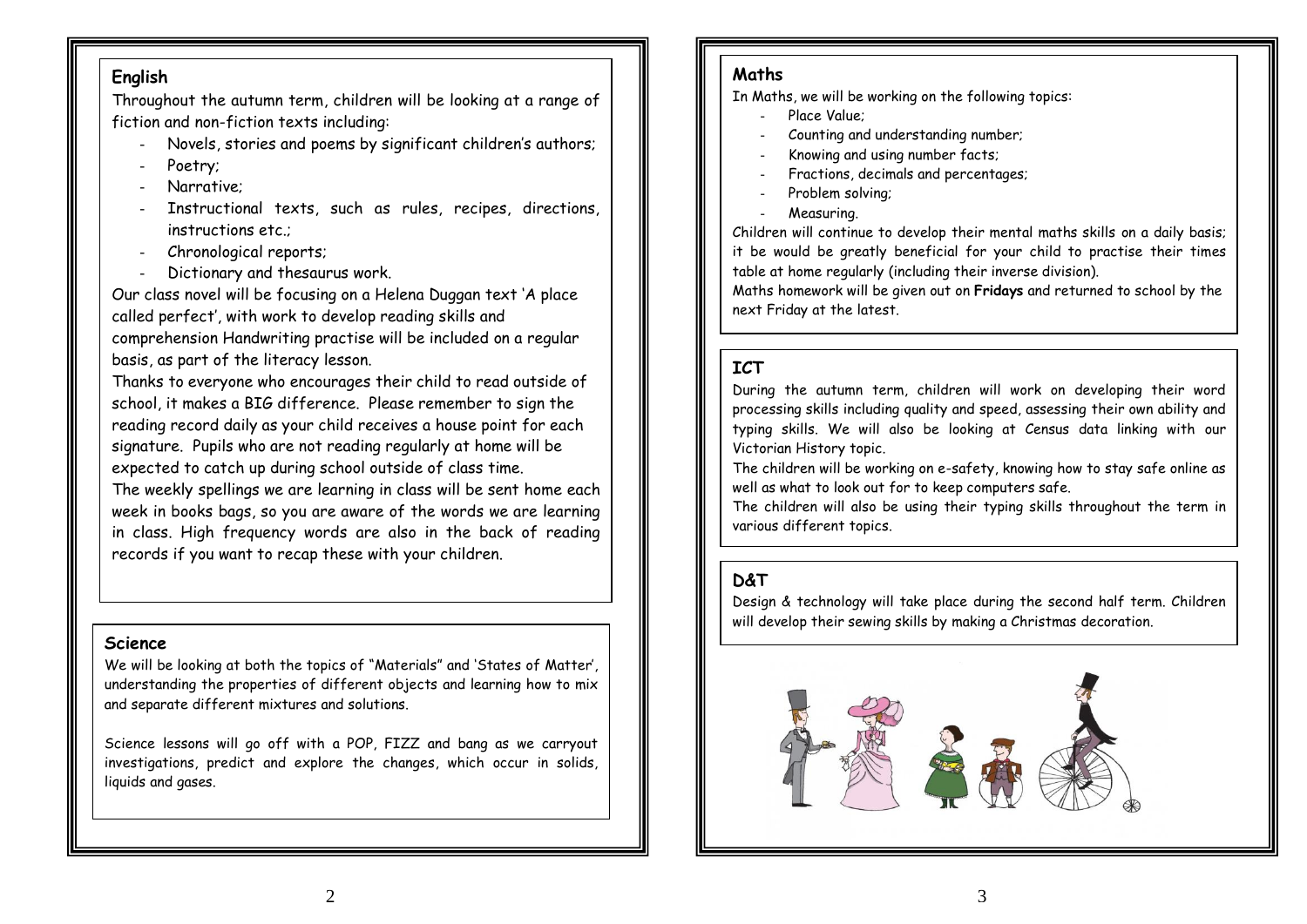## English

Throughout the autumn term, children will be looking at a range of fiction and non-fiction texts including:

- Novels, stories and poems by significant children's authors;
- Poetry;
- Narrative;
- Instructional texts, such as rules, recipes, directions, instructions etc.;
- Chronological reports;
- Dictionary and thesaurus work.

Our class novel will be focusing on a Helena Duggan text 'A place called perfect', with work to develop reading skills and comprehension Handwriting practise will be included on a regular basis, as part of the literacy lesson.

Thanks to everyone who encourages their child to read outside of school, it makes a BIG difference. Please remember to sign the reading record daily as your child receives a house point for each signature. Pupils who are not reading regularly at home will be expected to catch up during school outside of class time.

The weekly spellings we are learning in class will be sent home each week in books bags, so you are aware of the words we are learning in class. High frequency words are also in the back of reading records if you want to recap these with your children.

## Science

We will be looking at both the topics of "Materials" and 'States of Matter', understanding the properties of different objects and learning how to mix and separate different mixtures and solutions.

Science lessons will go off with a POP, FIZZ and bang as we carryout investigations, predict and explore the changes, which occur in solids, liquids and gases.

## Maths

In Maths, we will be working on the following topics:

- Place Value;
- Counting and understanding number;
- Knowing and using number facts;
- Fractions, decimals and percentages;
- Problem solving;
- Measuring.

Children will continue to develop their mental maths skills on a daily basis; it be would be greatly beneficial for your child to practise their times table at home regularly (including their inverse division).

Maths homework will be given out on **Fridays** and returned to school by the next Friday at the latest.

## ICT

During the autumn term, children will work on developing their word processing skills including quality and speed, assessing their own ability and typing skills. We will also be looking at Census data linking with our Victorian History topic.

The children will be working on e-safety, knowing how to stay safe online as well as what to look out for to keep computers safe.

The children will also be using their typing skills throughout the term in various different topics.

## D&T

Design & technology will take place during the second half term. Children will develop their sewing skills by making a Christmas decoration.